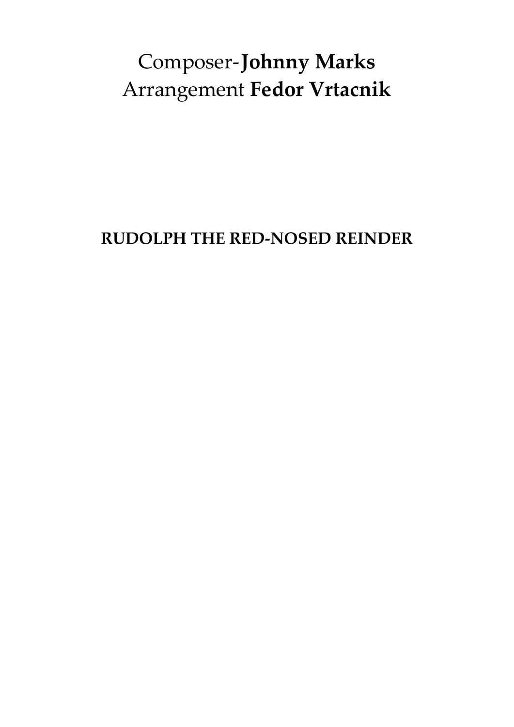Composer-**Johnny Marks**
Arrangement **Fedor Vrtacnik**

# RUDOLPH THE RED-NOSED REINDER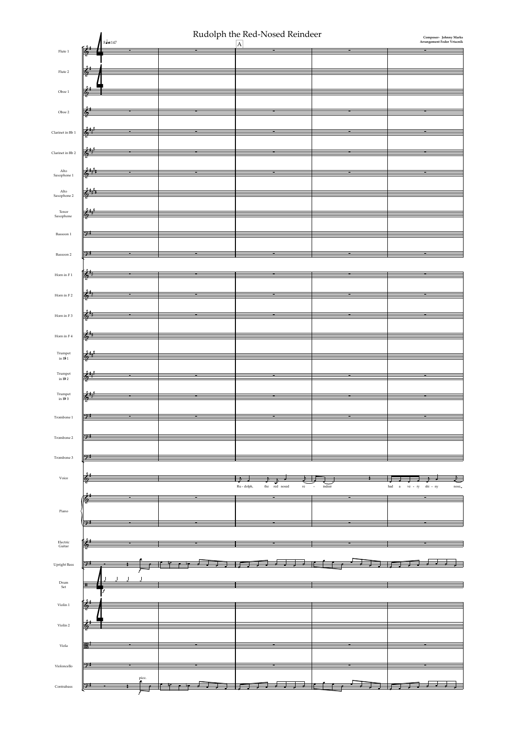# Rudolph the Red-Nosed Reindeer

**Composer- Johnny Marks**
**Arrangement Fedor Vrtacnik**

Fast 147

A

Flute 1
Flute 2
Oboe 1
Oboe 2
Clarinet in Bb 1
Clarinet in Bb 2
Alto Saxophone 1
Alto Saxophone 2
Tenor Saxophone
Bassoon 1
Bassoon 2
Horn in F 1
Horn in F 2
Horn in F 3
Horn in F 4
Trumpet in B♭ 1
Trumpet in B♭ 2
Trumpet in B♭ 3
Trombone 1
Trombone 2
Trombone 3
Voice
Piano
Electric Guitar
Upright Bass
Drum Set
Violin 1
Violin 2
Viola
Violoncello
Contrabass

Ru - dolph, the red nosed re - indeer had a ve - ry shi - ny nose

pizz.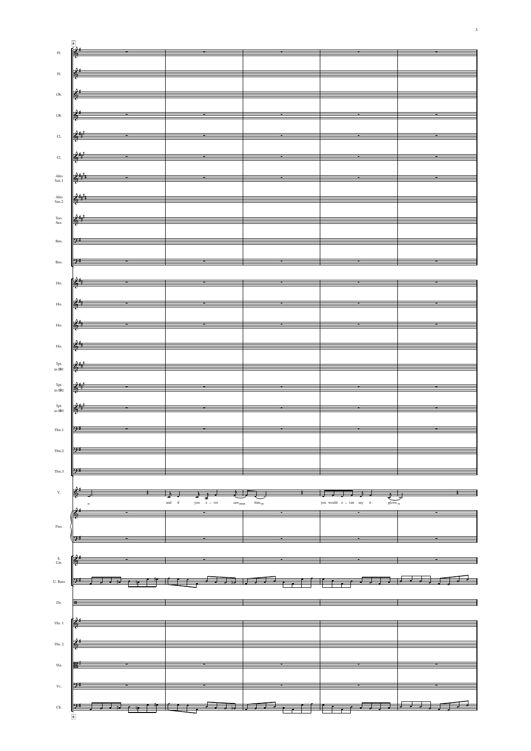6

Fl.

Fl.

Ob.

Ob.

Cl.

Cl.

Alto Sax.1

Alto Sax.2

Ten. Sax.

Bsn.

Bsn.

Hn.

Hn.

Hn.

Hn.

Tpt. in B♭1

Tpt. in B♭2

Tpt. in B♭3

Tbn.1

Tbn.2

Tbn.3

V.

and if you e - ver saw him, you would e - ven say it glows,

Pno.

E. Gtr.

U. Bass

Dr.

Vln. 1

Vln. 2

Vla.

Vc.

Cb.

6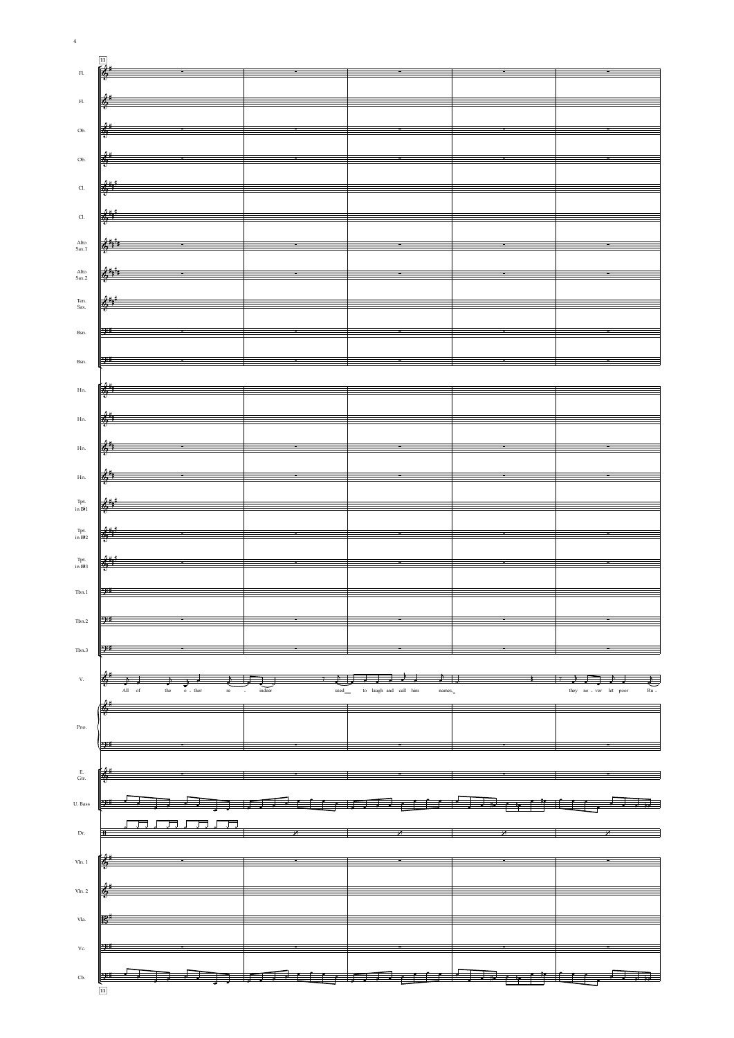11

Fl.

Fl.

Ob.

Ob.

Cl.

Cl.

Alto Sax.1

Alto Sax.2

Ten. Sax.

Bsn.

Bsn.

Hn.

Hn.

Hn.

Hn.

Tpt. in B♭1

Tpt. in B♭2

Tpt. in B♭3

Tbn.1

Tbn.2

Tbn.3

V.

All of the o - ther re - indeer used to laugh and call him names, they ne - ver let poor Ru -

Pno.

E. Gtr.

U. Bass

Dr.

Vln. 1

Vln. 2

Vla.

Vc.

Cb.

11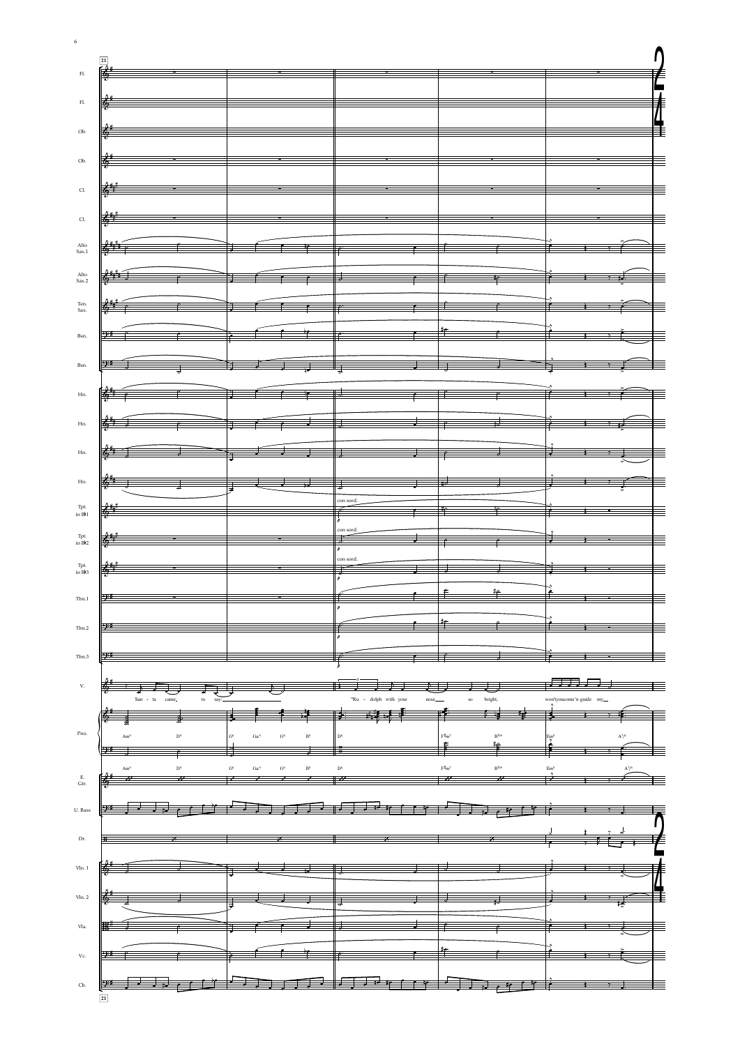21

Fl.
Fl.
Ob.
Ob.
Cl.
Cl.
Alto Sax.1
Alto Sax.2
Ten. Sax.
Bsn.
Bsn.
Hn.
Hn.
Hn.
Hn.
Tpt. in B♭1 — con sord. *p*
Tpt. in B♭2 — con sord. *p*
Tpt. in B♭3 — con sord. *p*
Tbn.1 — *p*
Tbn.2 — *p*
Tbn.3 — *p*
V.

San - ta came, to say: "Ru - dolph with your nose so bright, won't you come 'n guide my

Pno.

Am⁹ D⁹ G⁶ Ga.⁹ G⁶ B♭⁹ D⁹ F♯m⁷ B♭⁹ Em⁹ A⁷♭⁹

E. Gtr.

Am⁹ D⁹ G⁶ Ga.⁹ G⁶ B♭⁹ D⁹ F♯m⁷ B♭⁹ Em⁹ A⁷♭⁹

U. Bass
Dr.
Vln. 1
Vln. 2
Vla.
Vc.
Cb.

2/4